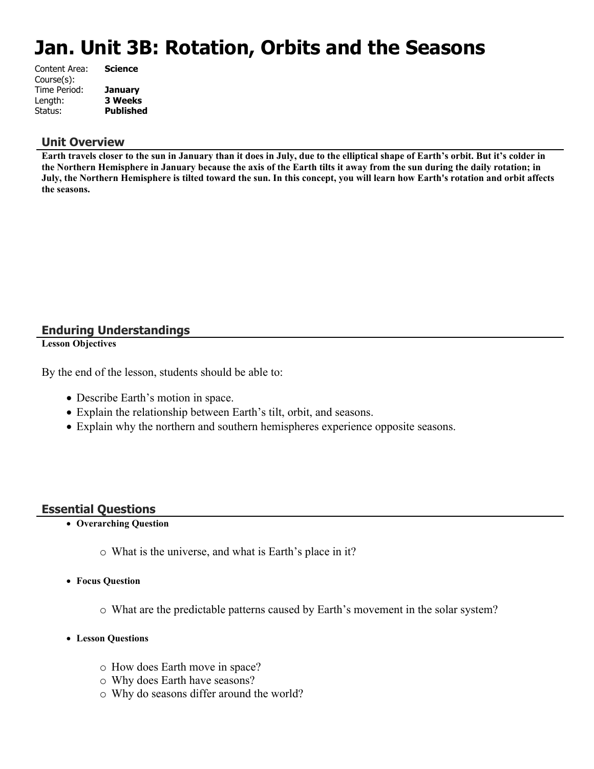# Jan. Unit 3B: Rotation, Orbits and the Seasons

| | |
|---|---|
| Content Area: | **Science** |
| Course(s): | |
| Time Period: | **January** |
| Length: | **3 Weeks** |
| Status: | **Published** |

## Unit Overview

**Earth travels closer to the sun in January than it does in July, due to the elliptical shape of Earth's orbit. But it's colder in the Northern Hemisphere in January because the axis of the Earth tilts it away from the sun during the daily rotation; in July, the Northern Hemisphere is tilted toward the sun. In this concept, you will learn how Earth's rotation and orbit affects the seasons.**

## Enduring Understandings

**Lesson Objectives**

By the end of the lesson, students should be able to:

- Describe Earth's motion in space.
- Explain the relationship between Earth's tilt, orbit, and seasons.
- Explain why the northern and southern hemispheres experience opposite seasons.

## Essential Questions

- **Overarching Question**
  - What is the universe, and what is Earth's place in it?
- **Focus Question**
  - What are the predictable patterns caused by Earth's movement in the solar system?
- **Lesson Questions**
  - How does Earth move in space?
  - Why does Earth have seasons?
  - Why do seasons differ around the world?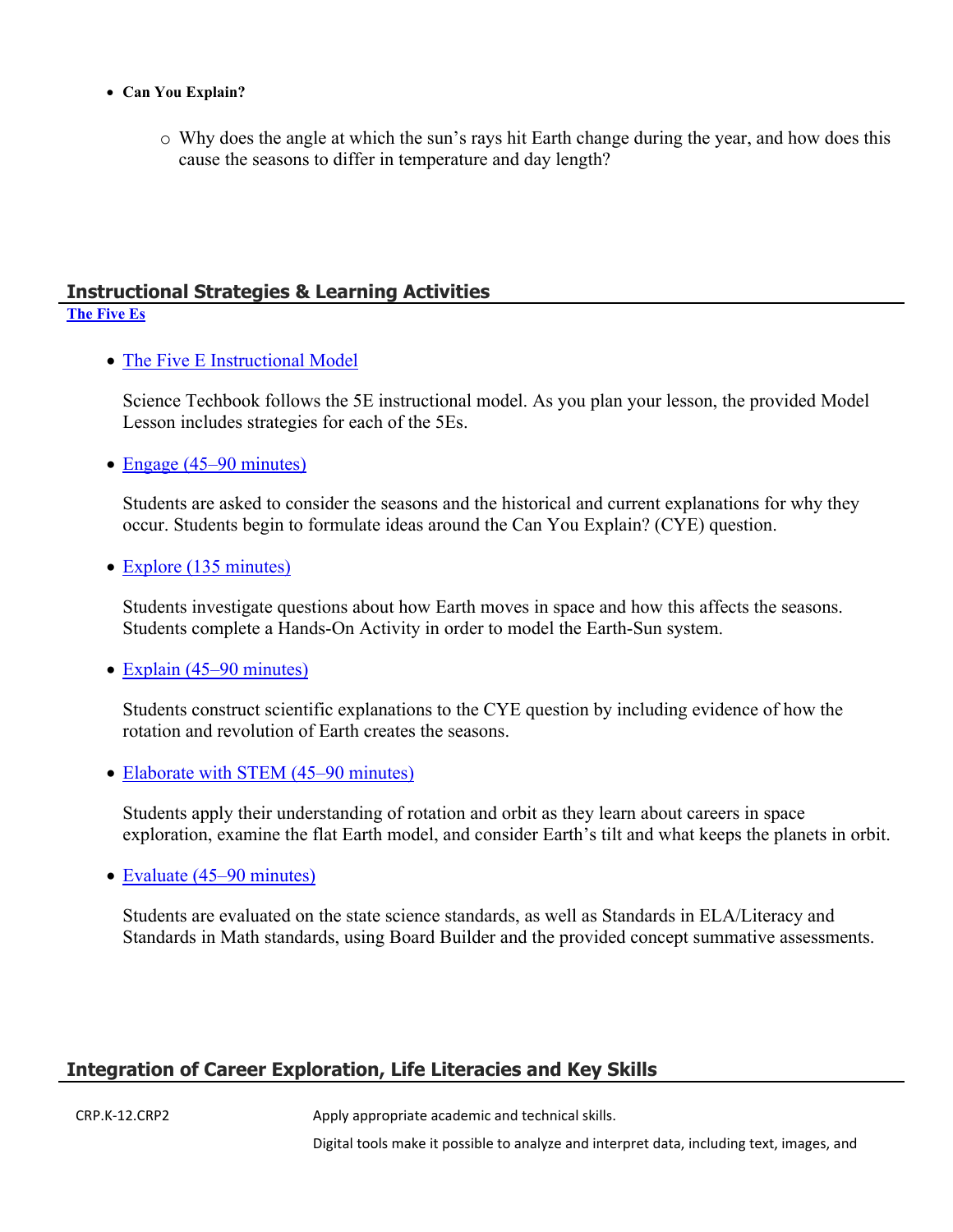- **Can You Explain?**
  - Why does the angle at which the sun's rays hit Earth change during the year, and how does this cause the seasons to differ in temperature and day length?

## Instructional Strategies & Learning Activities

**The Five Es**

- The Five E Instructional Model

  Science Techbook follows the 5E instructional model. As you plan your lesson, the provided Model Lesson includes strategies for each of the 5Es.

- Engage (45–90 minutes)

  Students are asked to consider the seasons and the historical and current explanations for why they occur. Students begin to formulate ideas around the Can You Explain? (CYE) question.

- Explore (135 minutes)

  Students investigate questions about how Earth moves in space and how this affects the seasons. Students complete a Hands-On Activity in order to model the Earth-Sun system.

- Explain (45–90 minutes)

  Students construct scientific explanations to the CYE question by including evidence of how the rotation and revolution of Earth creates the seasons.

- Elaborate with STEM (45–90 minutes)

  Students apply their understanding of rotation and orbit as they learn about careers in space exploration, examine the flat Earth model, and consider Earth's tilt and what keeps the planets in orbit.

- Evaluate (45–90 minutes)

  Students are evaluated on the state science standards, as well as Standards in ELA/Literacy and Standards in Math standards, using Board Builder and the provided concept summative assessments.

## Integration of Career Exploration, Life Literacies and Key Skills

| | |
|---|---|
| CRP.K-12.CRP2 | Apply appropriate academic and technical skills. |
| | Digital tools make it possible to analyze and interpret data, including text, images, and |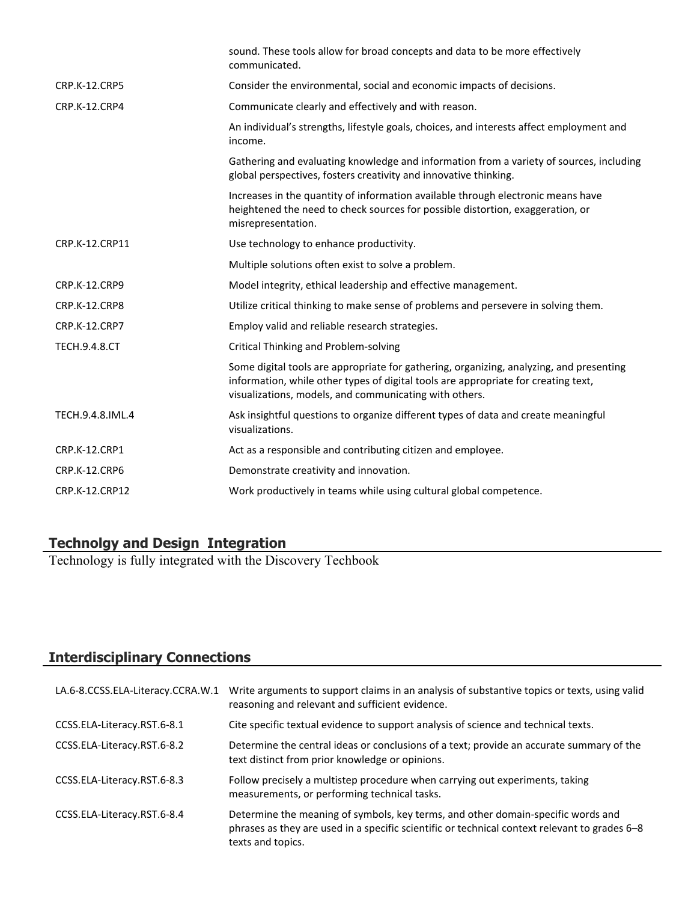| | |
|---|---|
| | sound. These tools allow for broad concepts and data to be more effectively communicated. |
| CRP.K-12.CRP5 | Consider the environmental, social and economic impacts of decisions. |
| CRP.K-12.CRP4 | Communicate clearly and effectively and with reason. |
| | An individual's strengths, lifestyle goals, choices, and interests affect employment and income. |
| | Gathering and evaluating knowledge and information from a variety of sources, including global perspectives, fosters creativity and innovative thinking. |
| | Increases in the quantity of information available through electronic means have heightened the need to check sources for possible distortion, exaggeration, or misrepresentation. |
| CRP.K-12.CRP11 | Use technology to enhance productivity. |
| | Multiple solutions often exist to solve a problem. |
| CRP.K-12.CRP9 | Model integrity, ethical leadership and effective management. |
| CRP.K-12.CRP8 | Utilize critical thinking to make sense of problems and persevere in solving them. |
| CRP.K-12.CRP7 | Employ valid and reliable research strategies. |
| TECH.9.4.8.CT | Critical Thinking and Problem-solving |
| | Some digital tools are appropriate for gathering, organizing, analyzing, and presenting information, while other types of digital tools are appropriate for creating text, visualizations, models, and communicating with others. |
| TECH.9.4.8.IML.4 | Ask insightful questions to organize different types of data and create meaningful visualizations. |
| CRP.K-12.CRP1 | Act as a responsible and contributing citizen and employee. |
| CRP.K-12.CRP6 | Demonstrate creativity and innovation. |
| CRP.K-12.CRP12 | Work productively in teams while using cultural global competence. |

## Technolgy and Design Integration

Technology is fully integrated with the Discovery Techbook

## Interdisciplinary Connections

| | |
|---|---|
| LA.6-8.CCSS.ELA-Literacy.CCRA.W.1 | Write arguments to support claims in an analysis of substantive topics or texts, using valid reasoning and relevant and sufficient evidence. |
| CCSS.ELA-Literacy.RST.6-8.1 | Cite specific textual evidence to support analysis of science and technical texts. |
| CCSS.ELA-Literacy.RST.6-8.2 | Determine the central ideas or conclusions of a text; provide an accurate summary of the text distinct from prior knowledge or opinions. |
| CCSS.ELA-Literacy.RST.6-8.3 | Follow precisely a multistep procedure when carrying out experiments, taking measurements, or performing technical tasks. |
| CCSS.ELA-Literacy.RST.6-8.4 | Determine the meaning of symbols, key terms, and other domain-specific words and phrases as they are used in a specific scientific or technical context relevant to grades 6–8 texts and topics. |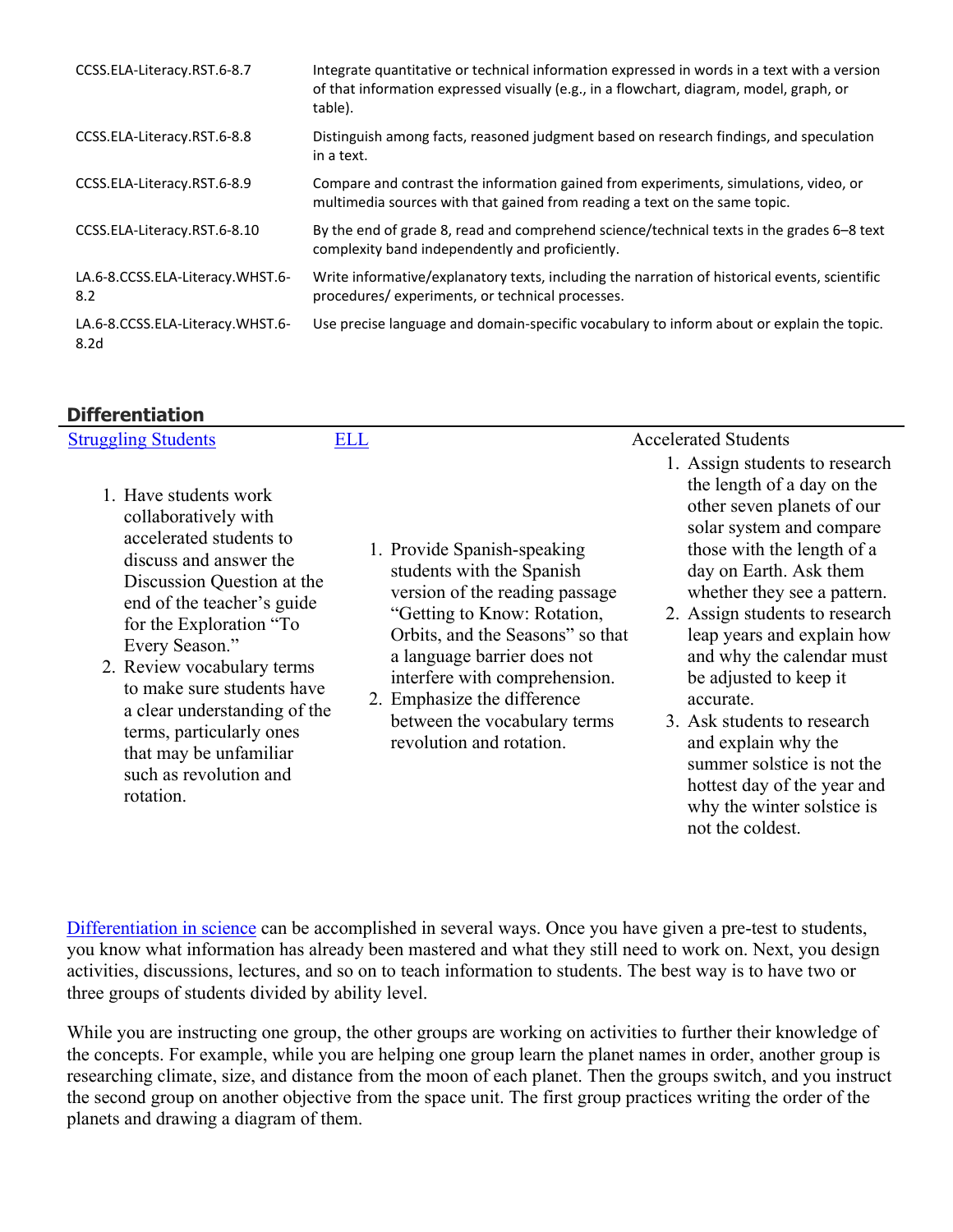| | |
|---|---|
| CCSS.ELA-Literacy.RST.6-8.7 | Integrate quantitative or technical information expressed in words in a text with a version of that information expressed visually (e.g., in a flowchart, diagram, model, graph, or table). |
| CCSS.ELA-Literacy.RST.6-8.8 | Distinguish among facts, reasoned judgment based on research findings, and speculation in a text. |
| CCSS.ELA-Literacy.RST.6-8.9 | Compare and contrast the information gained from experiments, simulations, video, or multimedia sources with that gained from reading a text on the same topic. |
| CCSS.ELA-Literacy.RST.6-8.10 | By the end of grade 8, read and comprehend science/technical texts in the grades 6–8 text complexity band independently and proficiently. |
| LA.6-8.CCSS.ELA-Literacy.WHST.6-8.2 | Write informative/explanatory texts, including the narration of historical events, scientific procedures/ experiments, or technical processes. |
| LA.6-8.CCSS.ELA-Literacy.WHST.6-8.2d | Use precise language and domain-specific vocabulary to inform about or explain the topic. |

## Differentiation

| Struggling Students | ELL | Accelerated Students |
|---|---|---|
| 1. Have students work collaboratively with accelerated students to discuss and answer the Discussion Question at the end of the teacher's guide for the Exploration "To Every Season." 2. Review vocabulary terms to make sure students have a clear understanding of the terms, particularly ones that may be unfamiliar such as revolution and rotation. | 1. Provide Spanish-speaking students with the Spanish version of the reading passage "Getting to Know: Rotation, Orbits, and the Seasons" so that a language barrier does not interfere with comprehension. 2. Emphasize the difference between the vocabulary terms revolution and rotation. | 1. Assign students to research the length of a day on the other seven planets of our solar system and compare those with the length of a day on Earth. Ask them whether they see a pattern. 2. Assign students to research leap years and explain how and why the calendar must be adjusted to keep it accurate. 3. Ask students to research and explain why the summer solstice is not the hottest day of the year and why the winter solstice is not the coldest. |

Differentiation in science can be accomplished in several ways. Once you have given a pre-test to students, you know what information has already been mastered and what they still need to work on. Next, you design activities, discussions, lectures, and so on to teach information to students. The best way is to have two or three groups of students divided by ability level.

While you are instructing one group, the other groups are working on activities to further their knowledge of the concepts. For example, while you are helping one group learn the planet names in order, another group is researching climate, size, and distance from the moon of each planet. Then the groups switch, and you instruct the second group on another objective from the space unit. The first group practices writing the order of the planets and drawing a diagram of them.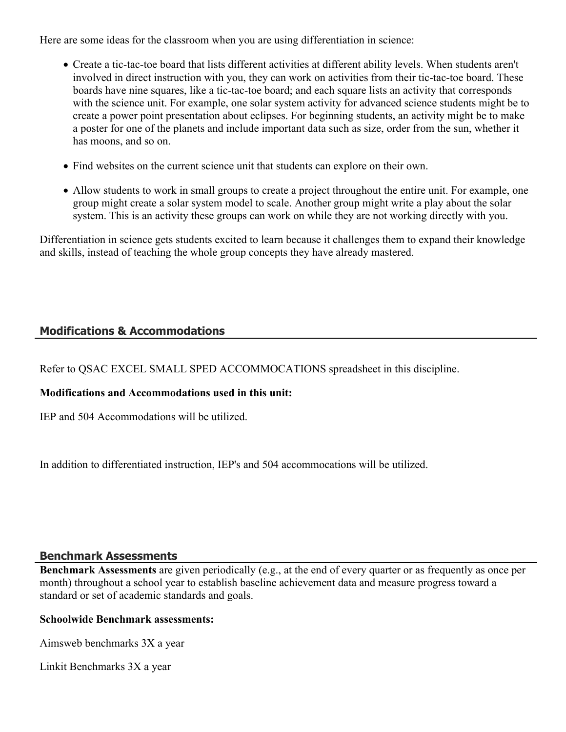Here are some ideas for the classroom when you are using differentiation in science:

- Create a tic-tac-toe board that lists different activities at different ability levels. When students aren't involved in direct instruction with you, they can work on activities from their tic-tac-toe board. These boards have nine squares, like a tic-tac-toe board; and each square lists an activity that corresponds with the science unit. For example, one solar system activity for advanced science students might be to create a power point presentation about eclipses. For beginning students, an activity might be to make a poster for one of the planets and include important data such as size, order from the sun, whether it has moons, and so on.
- Find websites on the current science unit that students can explore on their own.
- Allow students to work in small groups to create a project throughout the entire unit. For example, one group might create a solar system model to scale. Another group might write a play about the solar system. This is an activity these groups can work on while they are not working directly with you.

Differentiation in science gets students excited to learn because it challenges them to expand their knowledge and skills, instead of teaching the whole group concepts they have already mastered.

## Modifications & Accommodations

Refer to QSAC EXCEL SMALL SPED ACCOMMOCATIONS spreadsheet in this discipline.

**Modifications and Accommodations used in this unit:**

IEP and 504 Accommodations will be utilized.

In addition to differentiated instruction, IEP's and 504 accommocations will be utilized.

## Benchmark Assessments

**Benchmark Assessments** are given periodically (e.g., at the end of every quarter or as frequently as once per month) throughout a school year to establish baseline achievement data and measure progress toward a standard or set of academic standards and goals.

**Schoolwide Benchmark assessments:**

Aimsweb benchmarks 3X a year

Linkit Benchmarks 3X a year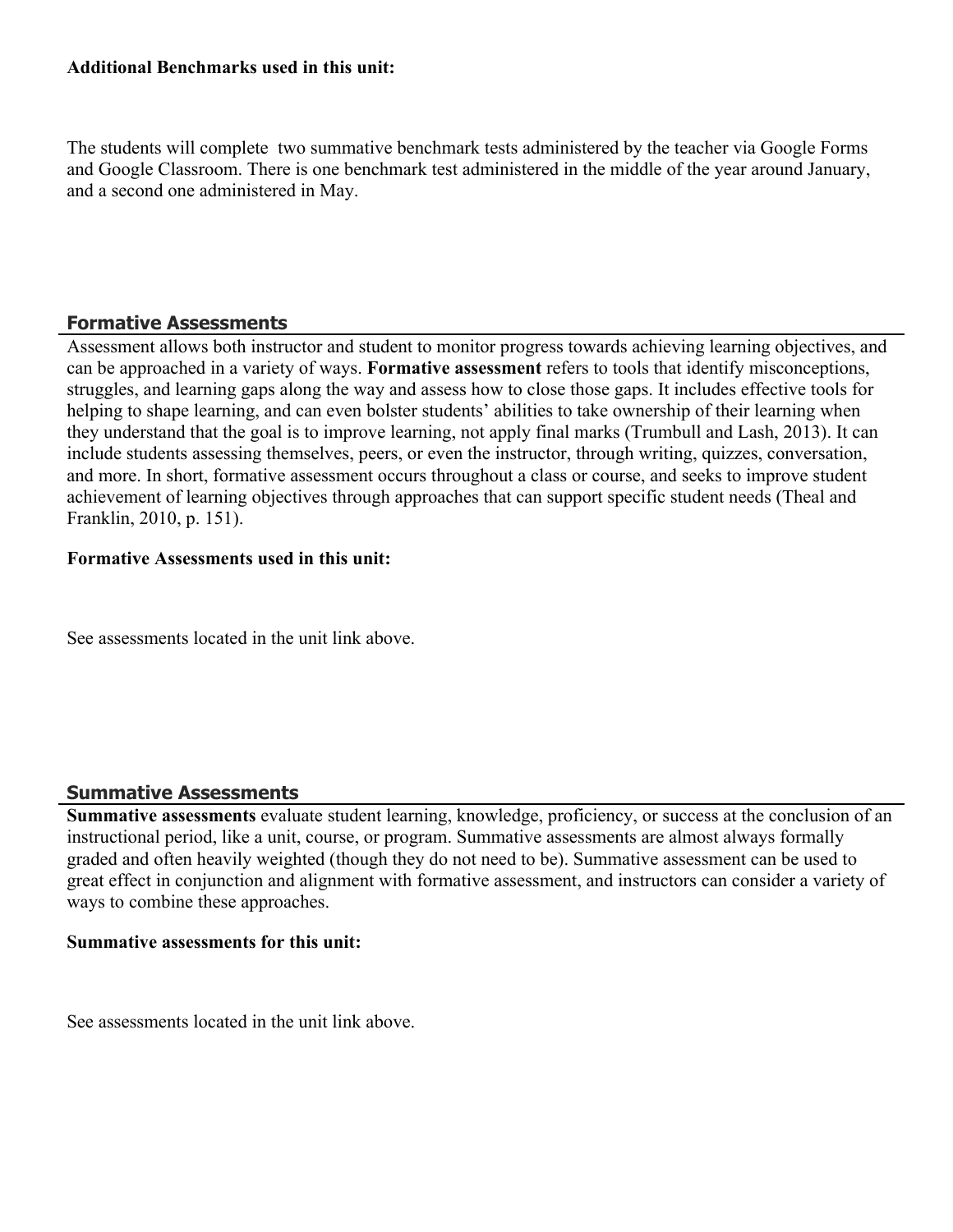**Additional Benchmarks used in this unit:**

The students will complete two summative benchmark tests administered by the teacher via Google Forms and Google Classroom. There is one benchmark test administered in the middle of the year around January, and a second one administered in May.

## Formative Assessments

Assessment allows both instructor and student to monitor progress towards achieving learning objectives, and can be approached in a variety of ways. **Formative assessment** refers to tools that identify misconceptions, struggles, and learning gaps along the way and assess how to close those gaps. It includes effective tools for helping to shape learning, and can even bolster students' abilities to take ownership of their learning when they understand that the goal is to improve learning, not apply final marks (Trumbull and Lash, 2013). It can include students assessing themselves, peers, or even the instructor, through writing, quizzes, conversation, and more. In short, formative assessment occurs throughout a class or course, and seeks to improve student achievement of learning objectives through approaches that can support specific student needs (Theal and Franklin, 2010, p. 151).

**Formative Assessments used in this unit:**

See assessments located in the unit link above.

## Summative Assessments

**Summative assessments** evaluate student learning, knowledge, proficiency, or success at the conclusion of an instructional period, like a unit, course, or program. Summative assessments are almost always formally graded and often heavily weighted (though they do not need to be). Summative assessment can be used to great effect in conjunction and alignment with formative assessment, and instructors can consider a variety of ways to combine these approaches.

**Summative assessments for this unit:**

See assessments located in the unit link above.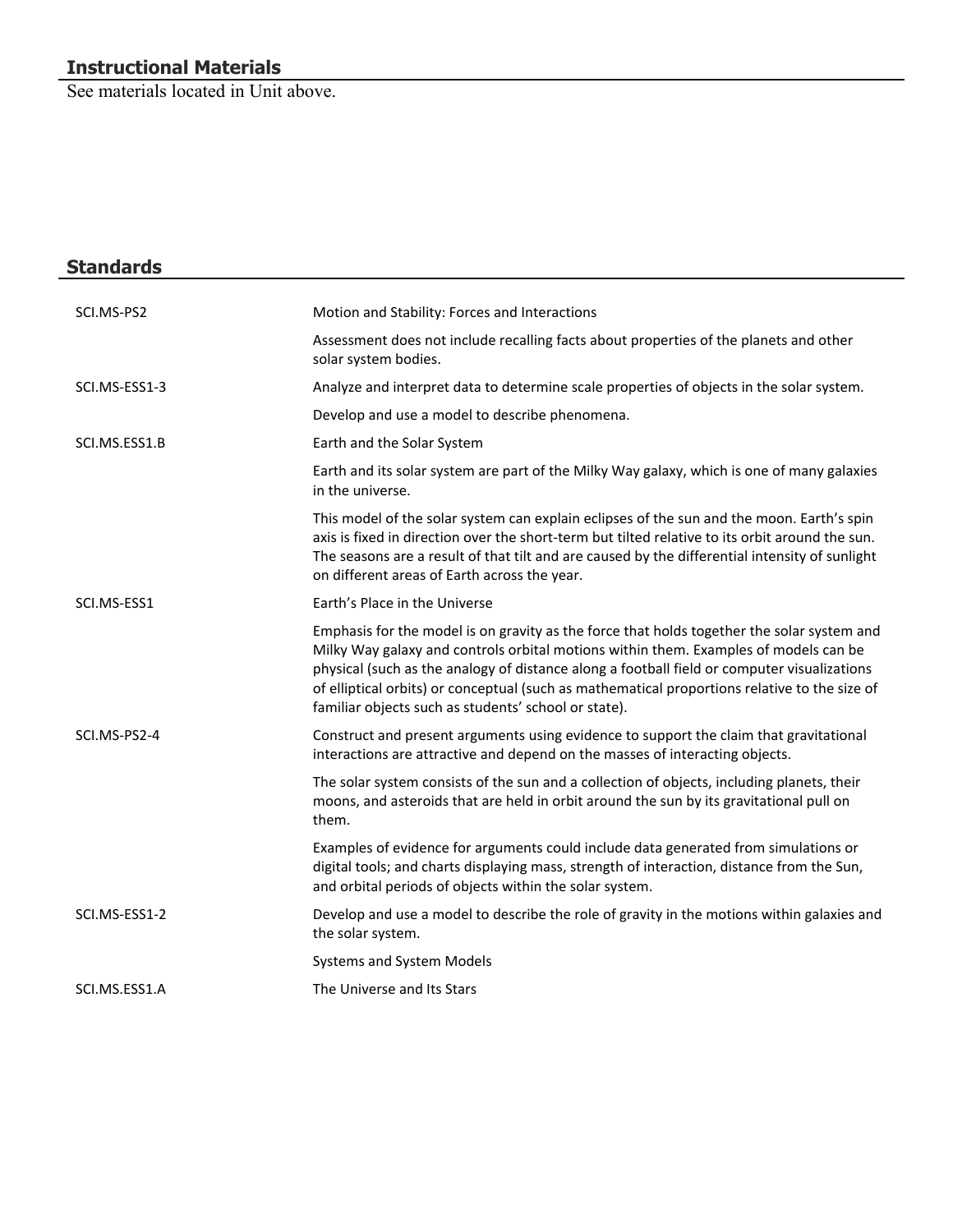## Instructional Materials

See materials located in Unit above.

## Standards

| | |
|---|---|
| SCI.MS-PS2 | Motion and Stability: Forces and Interactions |
| | Assessment does not include recalling facts about properties of the planets and other solar system bodies. |
| SCI.MS-ESS1-3 | Analyze and interpret data to determine scale properties of objects in the solar system. |
| | Develop and use a model to describe phenomena. |
| SCI.MS.ESS1.B | Earth and the Solar System |
| | Earth and its solar system are part of the Milky Way galaxy, which is one of many galaxies in the universe. |
| | This model of the solar system can explain eclipses of the sun and the moon. Earth's spin axis is fixed in direction over the short-term but tilted relative to its orbit around the sun. The seasons are a result of that tilt and are caused by the differential intensity of sunlight on different areas of Earth across the year. |
| SCI.MS-ESS1 | Earth's Place in the Universe |
| | Emphasis for the model is on gravity as the force that holds together the solar system and Milky Way galaxy and controls orbital motions within them. Examples of models can be physical (such as the analogy of distance along a football field or computer visualizations of elliptical orbits) or conceptual (such as mathematical proportions relative to the size of familiar objects such as students' school or state). |
| SCI.MS-PS2-4 | Construct and present arguments using evidence to support the claim that gravitational interactions are attractive and depend on the masses of interacting objects. |
| | The solar system consists of the sun and a collection of objects, including planets, their moons, and asteroids that are held in orbit around the sun by its gravitational pull on them. |
| | Examples of evidence for arguments could include data generated from simulations or digital tools; and charts displaying mass, strength of interaction, distance from the Sun, and orbital periods of objects within the solar system. |
| SCI.MS-ESS1-2 | Develop and use a model to describe the role of gravity in the motions within galaxies and the solar system. |
| | Systems and System Models |
| SCI.MS.ESS1.A | The Universe and Its Stars |